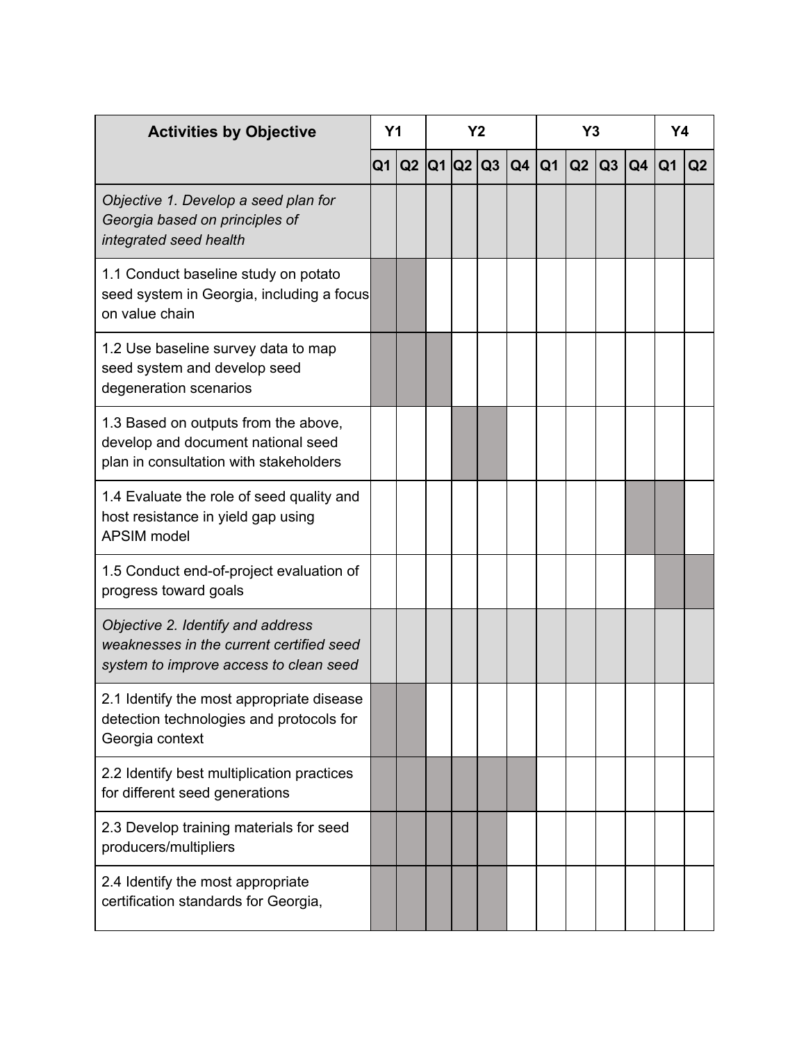| Activities by Objective | Y1 | | Y2 | | | | Y3 | | | | Y4 | |
|---|---|---|---|---|---|---|---|---|---|---|---|---|
| | Q1 | Q2 | Q1 | Q2 | Q3 | Q4 | Q1 | Q2 | Q3 | Q4 | Q1 | Q2 |
| *Objective 1. Develop a seed plan for Georgia based on principles of integrated seed health* | | | | | | | | | | | | |
| 1.1 Conduct baseline study on potato seed system in Georgia, including a focus on value chain | ■ | ■ | | | | | | | | | | |
| 1.2 Use baseline survey data to map seed system and develop seed degeneration scenarios | ■ | ■ | ■ | | | | | | | | | |
| 1.3 Based on outputs from the above, develop and document national seed plan in consultation with stakeholders | | | | ■ | ■ | | | | | | | |
| 1.4 Evaluate the role of seed quality and host resistance in yield gap using APSIM model | | | | | | | | | | ■ | ■ | |
| 1.5 Conduct end-of-project evaluation of progress toward goals | | | | | | | | | | | ■ | ■ |
| *Objective 2. Identify and address weaknesses in the current certified seed system to improve access to clean seed* | | | | | | | | | | | | |
| 2.1 Identify the most appropriate disease detection technologies and protocols for Georgia context | ■ | ■ | | | | | | | | | | |
| 2.2 Identify best multiplication practices for different seed generations | ■ | ■ | ■ | ■ | ■ | ■ | | | | | | |
| 2.3 Develop training materials for seed producers/multipliers | ■ | ■ | ■ | ■ | ■ | | | | | | | |
| 2.4 Identify the most appropriate certification standards for Georgia, | ■ | ■ | ■ | ■ | ■ | | | | | | | |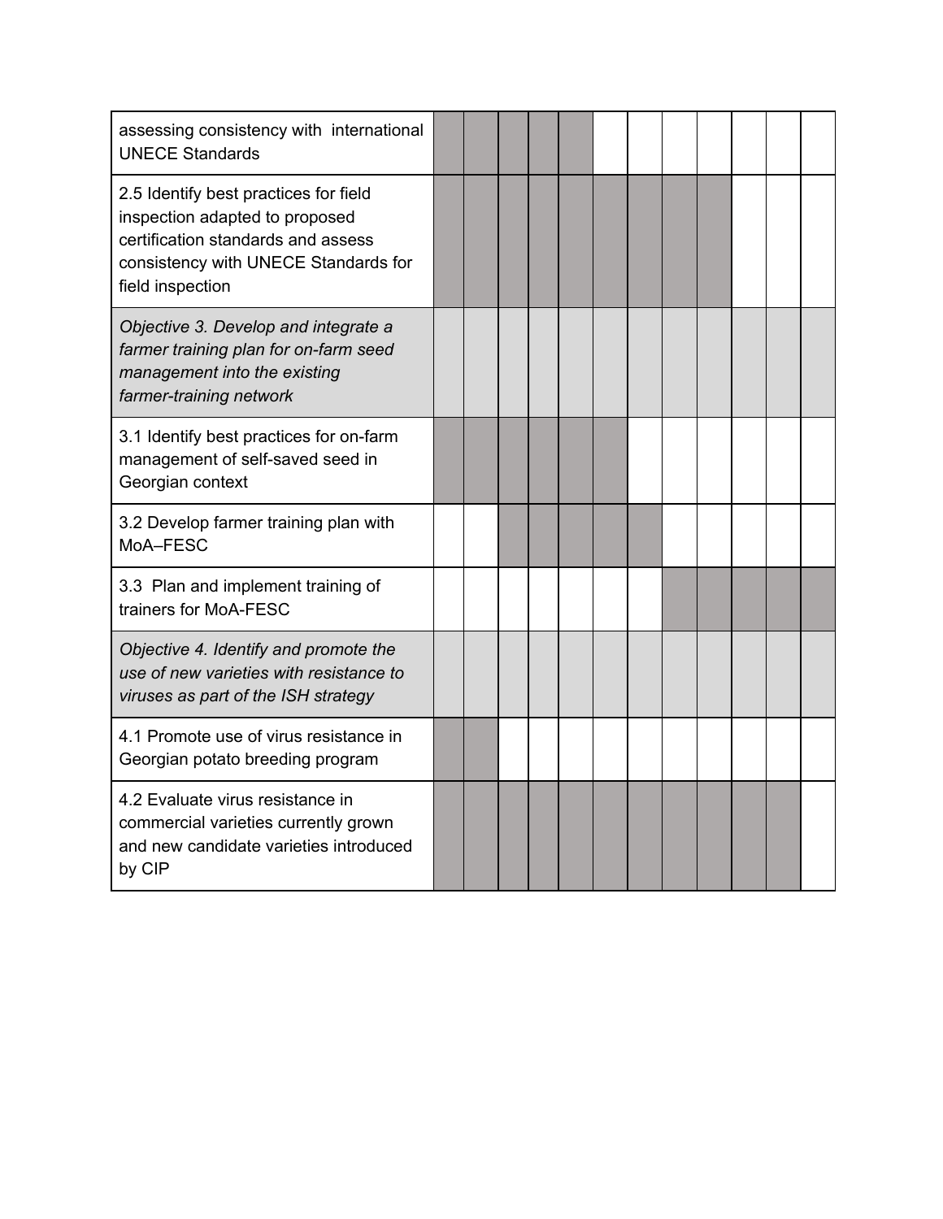| | | | | | | | | | | | | |
|---|---|---|---|---|---|---|---|---|---|---|---|---|
| assessing consistency with international UNECE Standards | | | | | | | | | | | | |
| 2.5 Identify best practices for field inspection adapted to proposed certification standards and assess consistency with UNECE Standards for field inspection | | | | | | | | | | | | |
| *Objective 3. Develop and integrate a farmer training plan for on-farm seed management into the existing farmer-training network* | | | | | | | | | | | | |
| 3.1 Identify best practices for on-farm management of self-saved seed in Georgian context | | | | | | | | | | | | |
| 3.2 Develop farmer training plan with MoA–FESC | | | | | | | | | | | | |
| 3.3 Plan and implement training of trainers for MoA-FESC | | | | | | | | | | | | |
| *Objective 4. Identify and promote the use of new varieties with resistance to viruses as part of the ISH strategy* | | | | | | | | | | | | |
| 4.1 Promote use of virus resistance in Georgian potato breeding program | | | | | | | | | | | | |
| 4.2 Evaluate virus resistance in commercial varieties currently grown and new candidate varieties introduced by CIP | | | | | | | | | | | | |